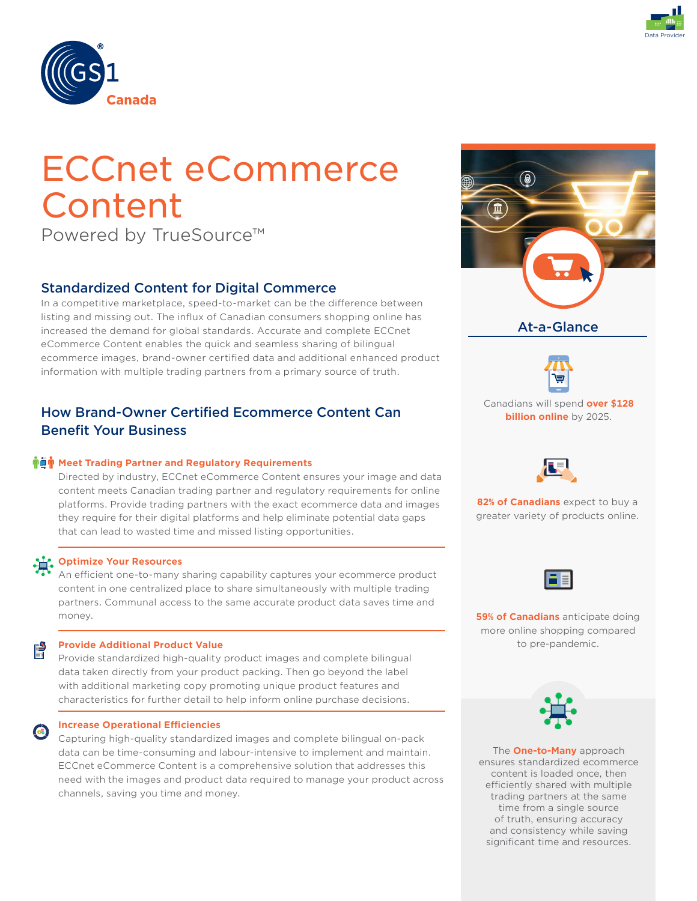# ECCnet eCommerce Content

Powered by TrueSource™

## Standardized Content for Digital Commerce

In a competitive marketplace, speed-to-market can be the difference between listing and missing out. The influx of Canadian consumers shopping online has increased the demand for global standards. Accurate and complete ECCnet eCommerce Content enables the quick and seamless sharing of bilingual ecommerce images, brand-owner certified data and additional enhanced product information with multiple trading partners from a primary source of truth.

## How Brand-Owner Certified Ecommerce Content Can Benefit Your Business

### Meet Trading Partner and Regulatory Requirements

Directed by industry, ECCnet eCommerce Content ensures your image and data content meets Canadian trading partner and regulatory requirements for online platforms. Provide trading partners with the exact ecommerce data and images they require for their digital platforms and help eliminate potential data gaps that can lead to wasted time and missed listing opportunities.

### Optimize Your Resources

An efficient one-to-many sharing capability captures your ecommerce product content in one centralized place to share simultaneously with multiple trading partners. Communal access to the same accurate product data saves time and money.

### Provide Additional Product Value

Provide standardized high-quality product images and complete bilingual data taken directly from your product packing. Then go beyond the label with additional marketing copy promoting unique product features and characteristics for further detail to help inform online purchase decisions.

### Increase Operational Efficiencies

Capturing high-quality standardized images and complete bilingual on-pack data can be time-consuming and labour-intensive to implement and maintain. ECCnet eCommerce Content is a comprehensive solution that addresses this need with the images and product data required to manage your product across channels, saving you time and money.

## At-a-Glance

Canadians will spend **over $128 billion online** by 2025.

**82% of Canadians** expect to buy a greater variety of products online.

**59% of Canadians** anticipate doing more online shopping compared to pre-pandemic.

The **One-to-Many** approach ensures standardized ecommerce content is loaded once, then efficiently shared with multiple trading partners at the same time from a single source of truth, ensuring accuracy and consistency while saving significant time and resources.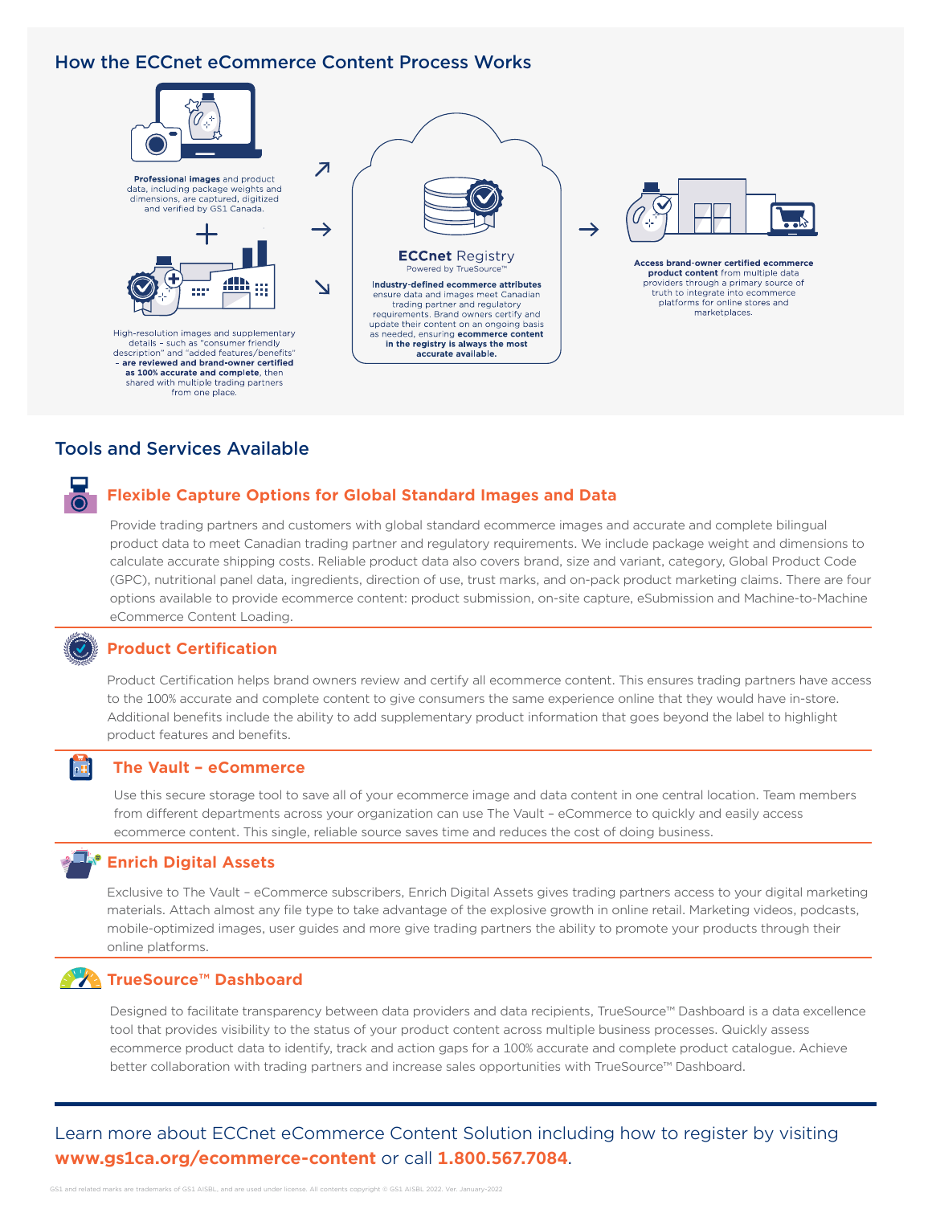## How the ECCnet eCommerce Content Process Works

**Professional images** and product data, including package weights and dimensions, are captured, digitized and verified by GS1 Canada.

+

High-resolution images and supplementary details – such as "consumer friendly description" and "added features/benefits" – **are reviewed and brand-owner certified as 100% accurate and complete**, then shared with multiple trading partners from one place.

**ECCnet** Registry

Powered by TrueSource™

**Industry-defined ecommerce attributes** ensure data and images meet Canadian trading partner and regulatory requirements. Brand owners certify and update their content on an ongoing basis as needed, ensuring **ecommerce content in the registry is always the most accurate available.**

**Access brand-owner certified ecommerce product content** from multiple data providers through a primary source of truth to integrate into ecommerce platforms for online stores and marketplaces.

## Tools and Services Available

### Flexible Capture Options for Global Standard Images and Data

Provide trading partners and customers with global standard ecommerce images and accurate and complete bilingual product data to meet Canadian trading partner and regulatory requirements. We include package weight and dimensions to calculate accurate shipping costs. Reliable product data also covers brand, size and variant, category, Global Product Code (GPC), nutritional panel data, ingredients, direction of use, trust marks, and on-pack product marketing claims. There are four options available to provide ecommerce content: product submission, on-site capture, eSubmission and Machine-to-Machine eCommerce Content Loading.

### Product Certification

Product Certification helps brand owners review and certify all ecommerce content. This ensures trading partners have access to the 100% accurate and complete content to give consumers the same experience online that they would have in-store. Additional benefits include the ability to add supplementary product information that goes beyond the label to highlight product features and benefits.

### The Vault – eCommerce

Use this secure storage tool to save all of your ecommerce image and data content in one central location. Team members from different departments across your organization can use The Vault – eCommerce to quickly and easily access ecommerce content. This single, reliable source saves time and reduces the cost of doing business.

### Enrich Digital Assets

Exclusive to The Vault – eCommerce subscribers, Enrich Digital Assets gives trading partners access to your digital marketing materials. Attach almost any file type to take advantage of the explosive growth in online retail. Marketing videos, podcasts, mobile-optimized images, user guides and more give trading partners the ability to promote your products through their online platforms.

### TrueSource™ Dashboard

Designed to facilitate transparency between data providers and data recipients, TrueSource™ Dashboard is a data excellence tool that provides visibility to the status of your product content across multiple business processes. Quickly assess ecommerce product data to identify, track and action gaps for a 100% accurate and complete product catalogue. Achieve better collaboration with trading partners and increase sales opportunities with TrueSource™ Dashboard.

Learn more about ECCnet eCommerce Content Solution including how to register by visiting **www.gs1ca.org/ecommerce-content** or call **1.800.567.7084**.

GS1 and related marks are trademarks of GS1 AISBL, and are used under license. All contents copyright © GS1 AISBL 2022. Ver. January-2022